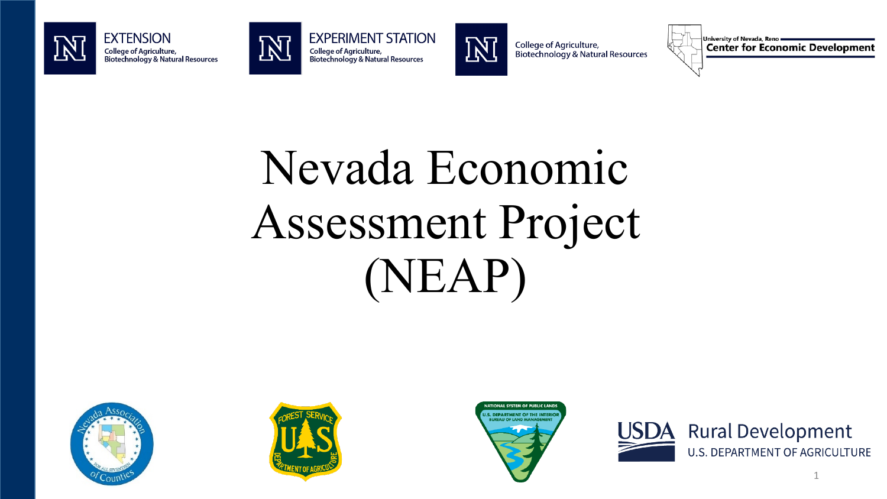EXTENSION
College of Agriculture, Biotechnology & Natural Resources

EXPERIMENT STATION
College of Agriculture, Biotechnology & Natural Resources

College of Agriculture, Biotechnology & Natural Resources

University of Nevada, Reno
Center for Economic Development

# Nevada Economic Assessment Project (NEAP)

USDA Rural Development
U.S. DEPARTMENT OF AGRICULTURE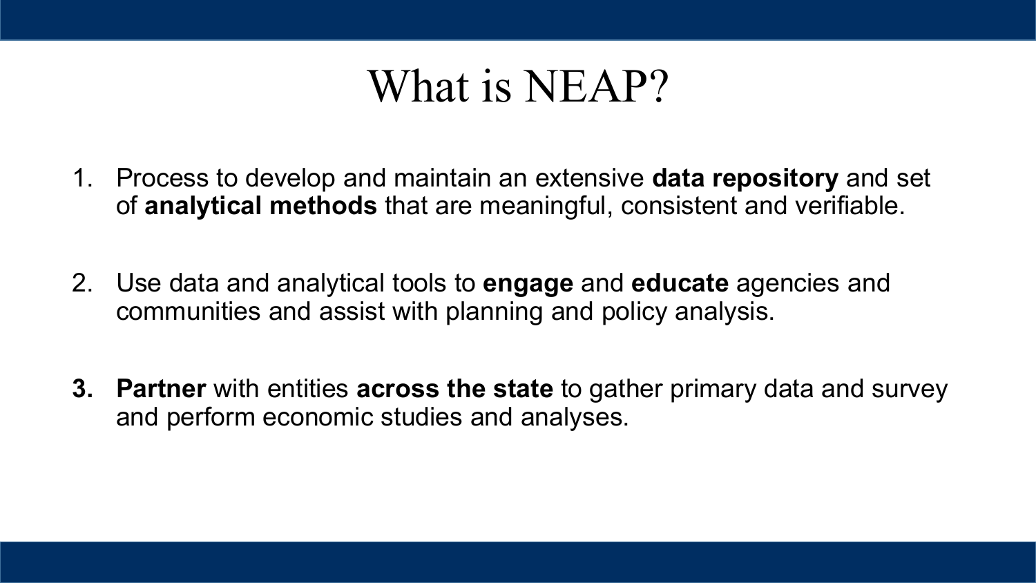# What is NEAP?

1. Process to develop and maintain an extensive **data repository** and set of **analytical methods** that are meaningful, consistent and verifiable.

2. Use data and analytical tools to **engage** and **educate** agencies and communities and assist with planning and policy analysis.

3. **Partner** with entities **across the state** to gather primary data and survey and perform economic studies and analyses.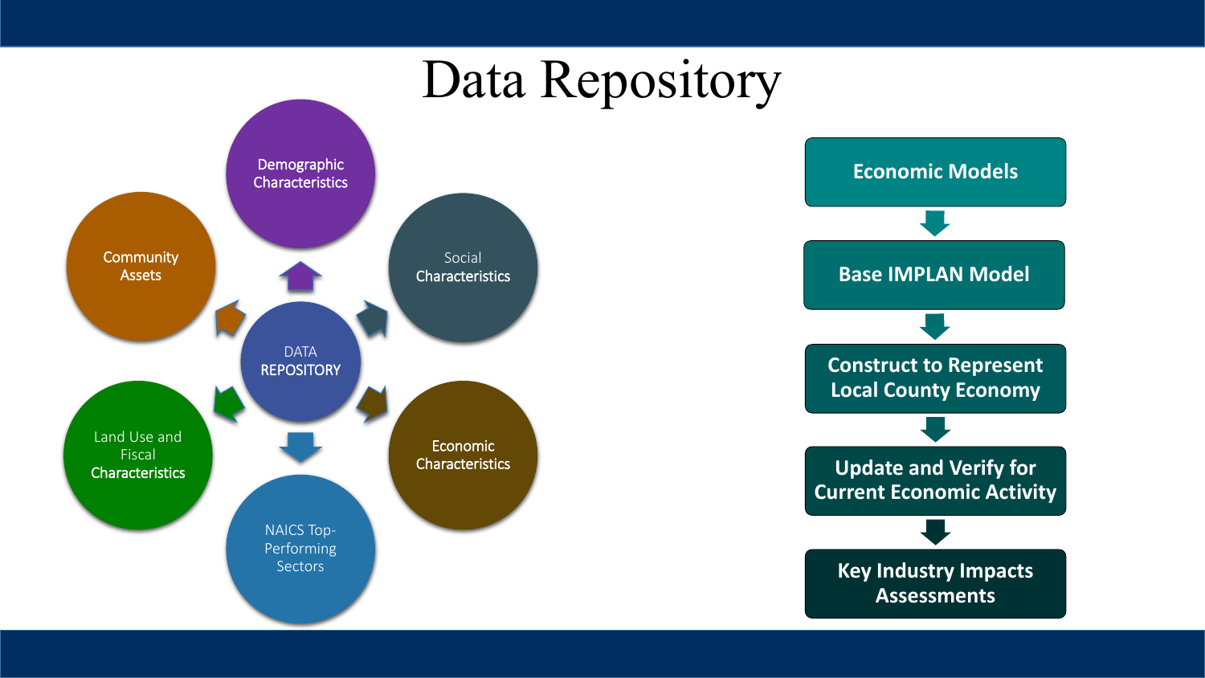# Data Repository

- DATA REPOSITORY
  - Demographic Characteristics
  - Social Characteristics
  - Economic Characteristics
  - NAICS Top-Performing Sectors
  - Land Use and Fiscal Characteristics
  - Community Assets

**Economic Models**

**Base IMPLAN Model**

**Construct to Represent Local County Economy**

**Update and Verify for Current Economic Activity**

**Key Industry Impacts Assessments**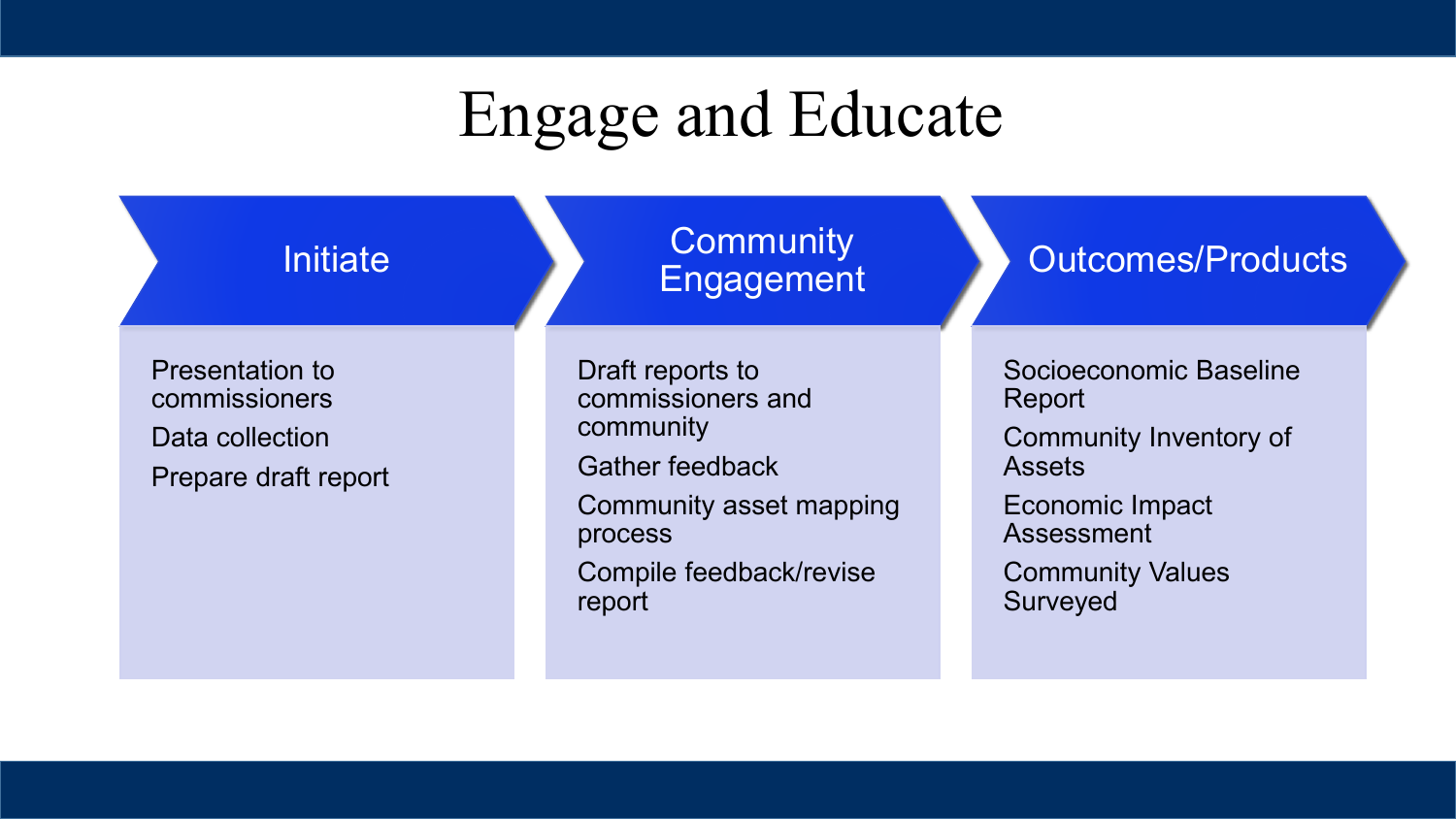# Engage and Educate

## Initiate

- Presentation to commissioners
- Data collection
- Prepare draft report

## Community Engagement

- Draft reports to commissioners and community
- Gather feedback
- Community asset mapping process
- Compile feedback/revise report

## Outcomes/Products

- Socioeconomic Baseline Report
- Community Inventory of Assets
- Economic Impact Assessment
- Community Values Surveyed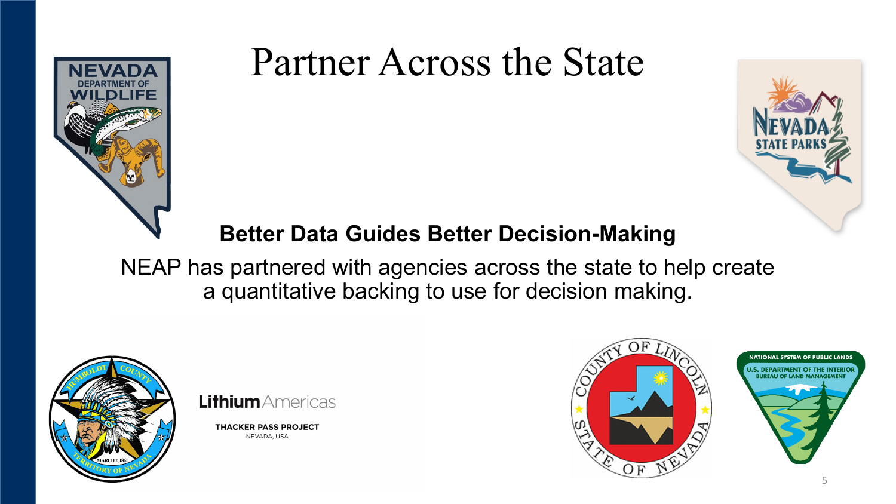# Partner Across the State

**Better Data Guides Better Decision-Making**

NEAP has partnered with agencies across the state to help create a quantitative backing to use for decision making.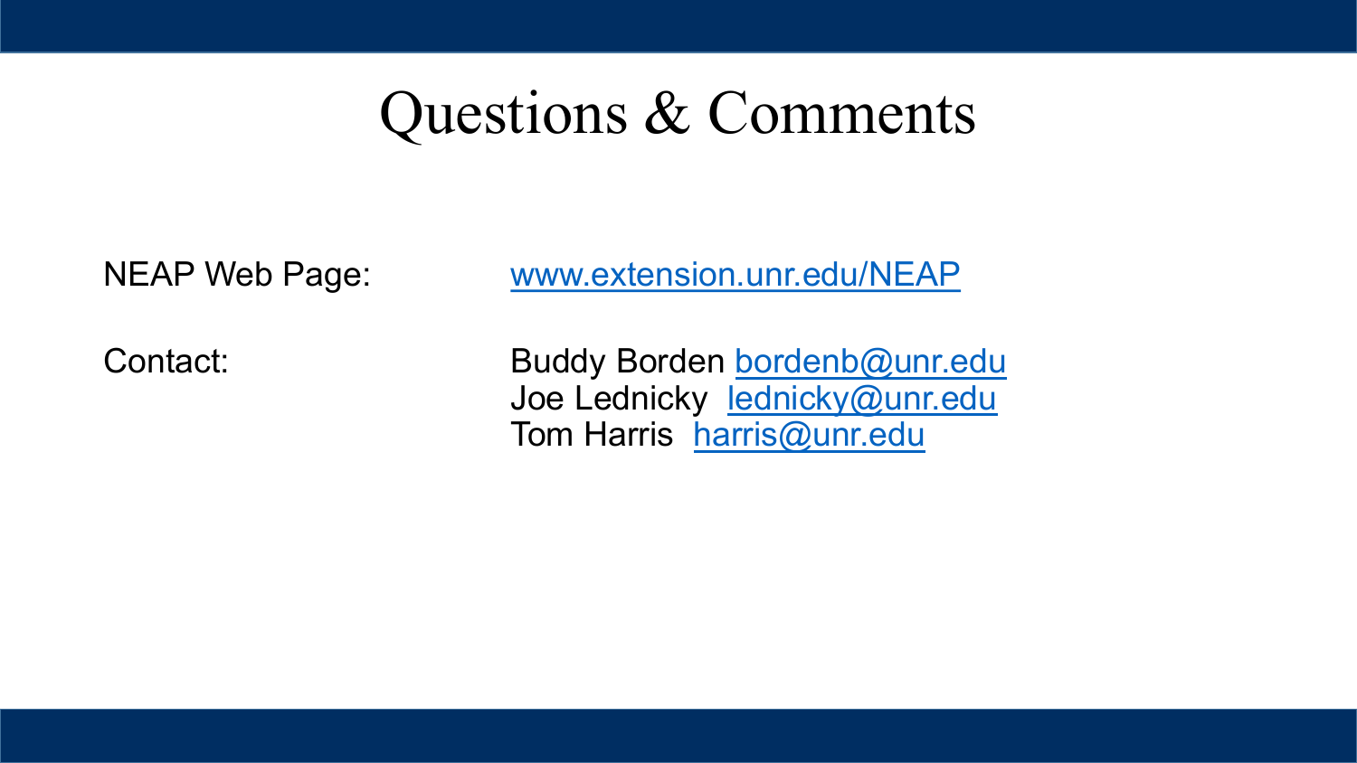# Questions & Comments

NEAP Web Page: www.extension.unr.edu/NEAP

Contact:

Buddy Borden bordenb@unr.edu
Joe Lednicky lednicky@unr.edu
Tom Harris harris@unr.edu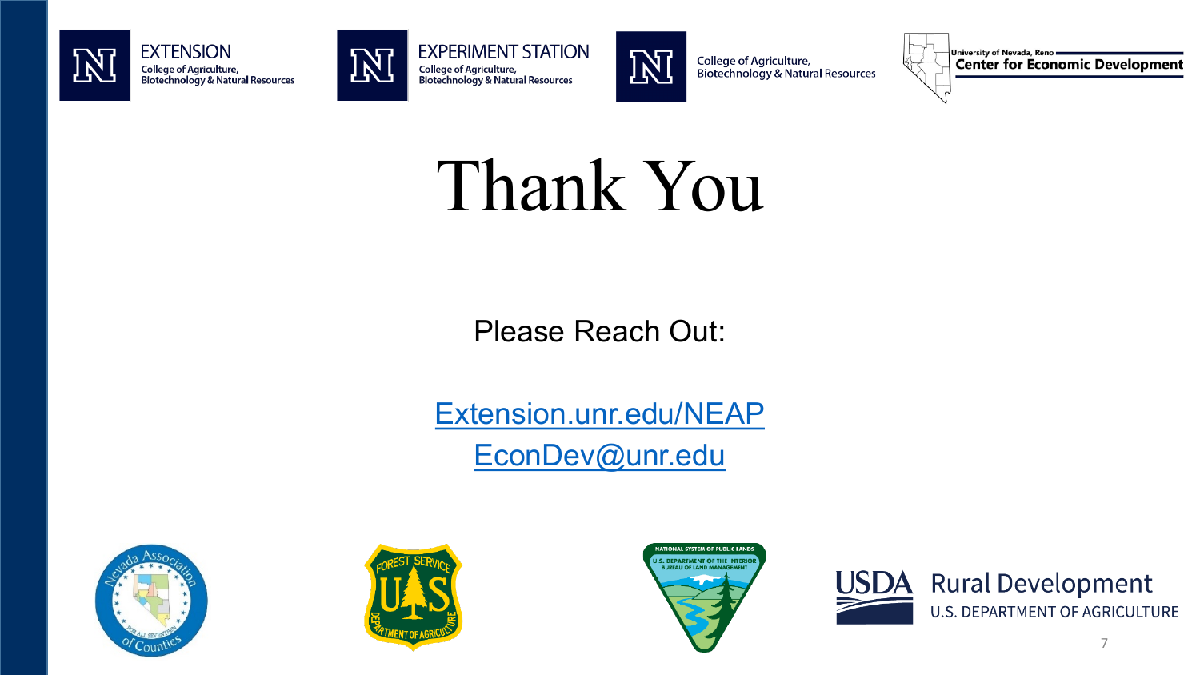# Thank You

Please Reach Out:

Extension.unr.edu/NEAP

EconDev@unr.edu